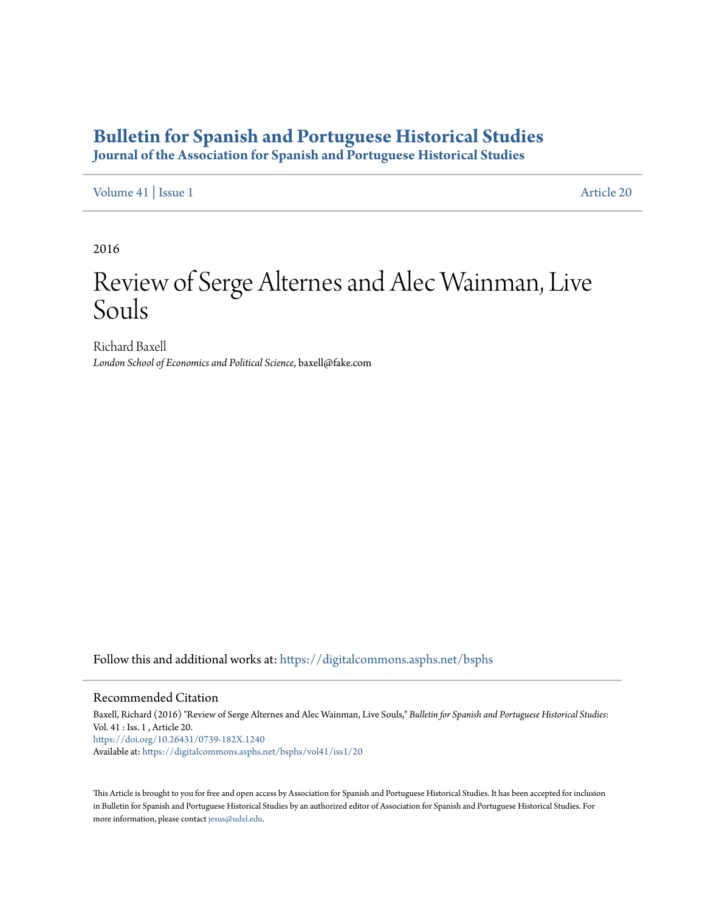# Bulletin for Spanish and Portuguese Historical Studies

## Journal of the Association for Spanish and Portuguese Historical Studies

Volume 41 | Issue 1 Article 20

2016

# Review of Serge Alternes and Alec Wainman, Live Souls

Richard Baxell

*London School of Economics and Political Science*, baxell@fake.com

Follow this and additional works at: https://digitalcommons.asphs.net/bsphs

## Recommended Citation

Baxell, Richard (2016) "Review of Serge Alternes and Alec Wainman, Live Souls," *Bulletin for Spanish and Portuguese Historical Studies*: Vol. 41 : Iss. 1 , Article 20.
https://doi.org/10.26431/0739-182X.1240
Available at: https://digitalcommons.asphs.net/bsphs/vol41/iss1/20

This Article is brought to you for free and open access by Association for Spanish and Portuguese Historical Studies. It has been accepted for inclusion in Bulletin for Spanish and Portuguese Historical Studies by an authorized editor of Association for Spanish and Portuguese Historical Studies. For more information, please contact jesus@udel.edu.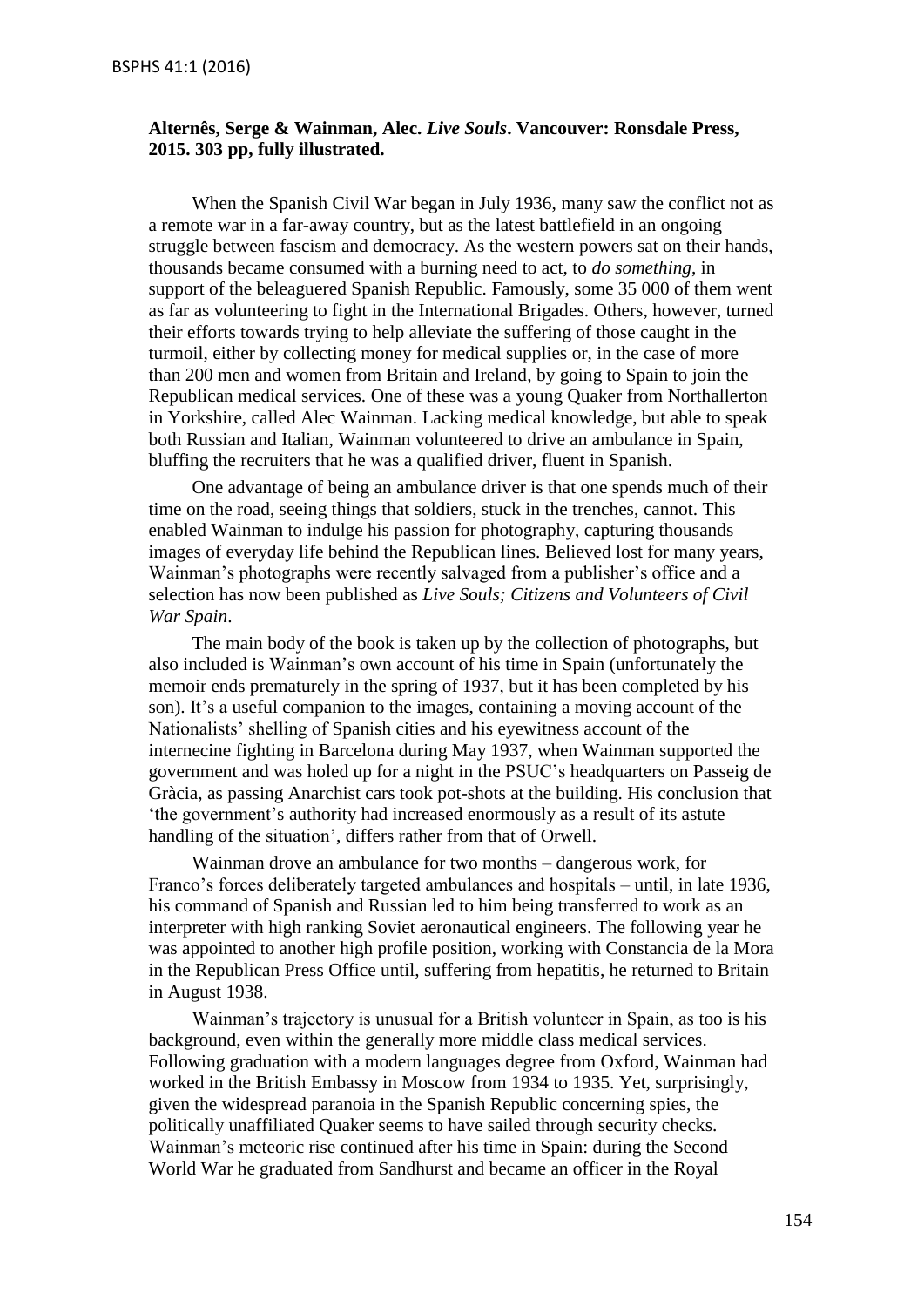**Alternês, Serge & Wainman, Alec. *Live Souls*. Vancouver: Ronsdale Press, 2015. 303 pp, fully illustrated.**

When the Spanish Civil War began in July 1936, many saw the conflict not as a remote war in a far-away country, but as the latest battlefield in an ongoing struggle between fascism and democracy. As the western powers sat on their hands, thousands became consumed with a burning need to act, to *do something*, in support of the beleaguered Spanish Republic. Famously, some 35 000 of them went as far as volunteering to fight in the International Brigades. Others, however, turned their efforts towards trying to help alleviate the suffering of those caught in the turmoil, either by collecting money for medical supplies or, in the case of more than 200 men and women from Britain and Ireland, by going to Spain to join the Republican medical services. One of these was a young Quaker from Northallerton in Yorkshire, called Alec Wainman. Lacking medical knowledge, but able to speak both Russian and Italian, Wainman volunteered to drive an ambulance in Spain, bluffing the recruiters that he was a qualified driver, fluent in Spanish.

One advantage of being an ambulance driver is that one spends much of their time on the road, seeing things that soldiers, stuck in the trenches, cannot. This enabled Wainman to indulge his passion for photography, capturing thousands images of everyday life behind the Republican lines. Believed lost for many years, Wainman's photographs were recently salvaged from a publisher's office and a selection has now been published as *Live Souls; Citizens and Volunteers of Civil War Spain*.

The main body of the book is taken up by the collection of photographs, but also included is Wainman's own account of his time in Spain (unfortunately the memoir ends prematurely in the spring of 1937, but it has been completed by his son). It's a useful companion to the images, containing a moving account of the Nationalists' shelling of Spanish cities and his eyewitness account of the internecine fighting in Barcelona during May 1937, when Wainman supported the government and was holed up for a night in the PSUC's headquarters on Passeig de Gràcia, as passing Anarchist cars took pot-shots at the building. His conclusion that 'the government's authority had increased enormously as a result of its astute handling of the situation', differs rather from that of Orwell.

Wainman drove an ambulance for two months – dangerous work, for Franco's forces deliberately targeted ambulances and hospitals – until, in late 1936, his command of Spanish and Russian led to him being transferred to work as an interpreter with high ranking Soviet aeronautical engineers. The following year he was appointed to another high profile position, working with Constancia de la Mora in the Republican Press Office until, suffering from hepatitis, he returned to Britain in August 1938.

Wainman's trajectory is unusual for a British volunteer in Spain, as too is his background, even within the generally more middle class medical services. Following graduation with a modern languages degree from Oxford, Wainman had worked in the British Embassy in Moscow from 1934 to 1935. Yet, surprisingly, given the widespread paranoia in the Spanish Republic concerning spies, the politically unaffiliated Quaker seems to have sailed through security checks. Wainman's meteoric rise continued after his time in Spain: during the Second World War he graduated from Sandhurst and became an officer in the Royal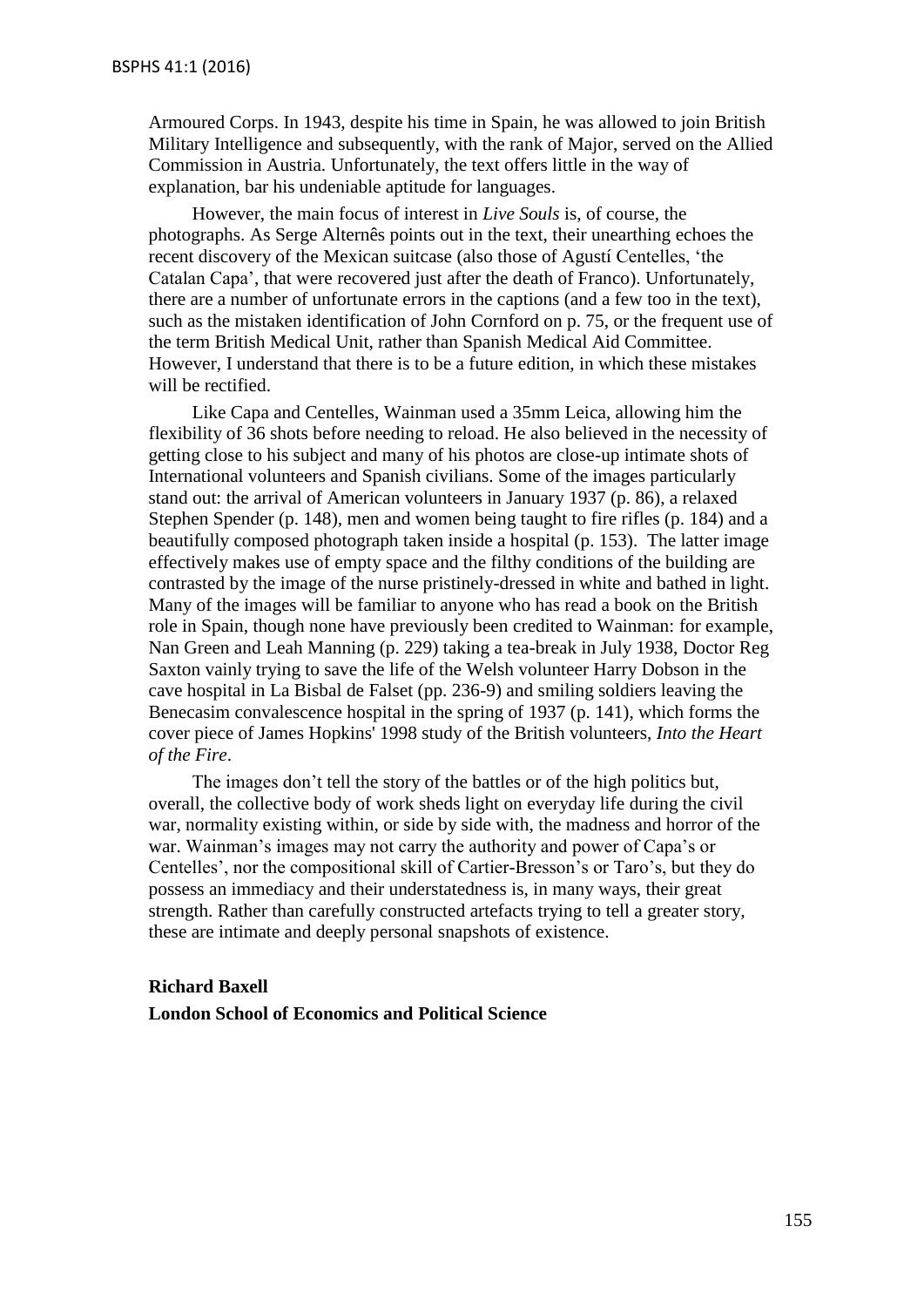Armoured Corps. In 1943, despite his time in Spain, he was allowed to join British Military Intelligence and subsequently, with the rank of Major, served on the Allied Commission in Austria. Unfortunately, the text offers little in the way of explanation, bar his undeniable aptitude for languages.

However, the main focus of interest in *Live Souls* is, of course, the photographs. As Serge Alternês points out in the text, their unearthing echoes the recent discovery of the Mexican suitcase (also those of Agustí Centelles, 'the Catalan Capa', that were recovered just after the death of Franco). Unfortunately, there are a number of unfortunate errors in the captions (and a few too in the text), such as the mistaken identification of John Cornford on p. 75, or the frequent use of the term British Medical Unit, rather than Spanish Medical Aid Committee. However, I understand that there is to be a future edition, in which these mistakes will be rectified.

Like Capa and Centelles, Wainman used a 35mm Leica, allowing him the flexibility of 36 shots before needing to reload. He also believed in the necessity of getting close to his subject and many of his photos are close-up intimate shots of International volunteers and Spanish civilians. Some of the images particularly stand out: the arrival of American volunteers in January 1937 (p. 86), a relaxed Stephen Spender (p. 148), men and women being taught to fire rifles (p. 184) and a beautifully composed photograph taken inside a hospital (p. 153). The latter image effectively makes use of empty space and the filthy conditions of the building are contrasted by the image of the nurse pristinely-dressed in white and bathed in light. Many of the images will be familiar to anyone who has read a book on the British role in Spain, though none have previously been credited to Wainman: for example, Nan Green and Leah Manning (p. 229) taking a tea-break in July 1938, Doctor Reg Saxton vainly trying to save the life of the Welsh volunteer Harry Dobson in the cave hospital in La Bisbal de Falset (pp. 236-9) and smiling soldiers leaving the Benecasim convalescence hospital in the spring of 1937 (p. 141), which forms the cover piece of James Hopkins' 1998 study of the British volunteers, *Into the Heart of the Fire*.

The images don't tell the story of the battles or of the high politics but, overall, the collective body of work sheds light on everyday life during the civil war, normality existing within, or side by side with, the madness and horror of the war. Wainman's images may not carry the authority and power of Capa's or Centelles', nor the compositional skill of Cartier-Bresson's or Taro's, but they do possess an immediacy and their understatedness is, in many ways, their great strength. Rather than carefully constructed artefacts trying to tell a greater story, these are intimate and deeply personal snapshots of existence.

**Richard Baxell**

**London School of Economics and Political Science**